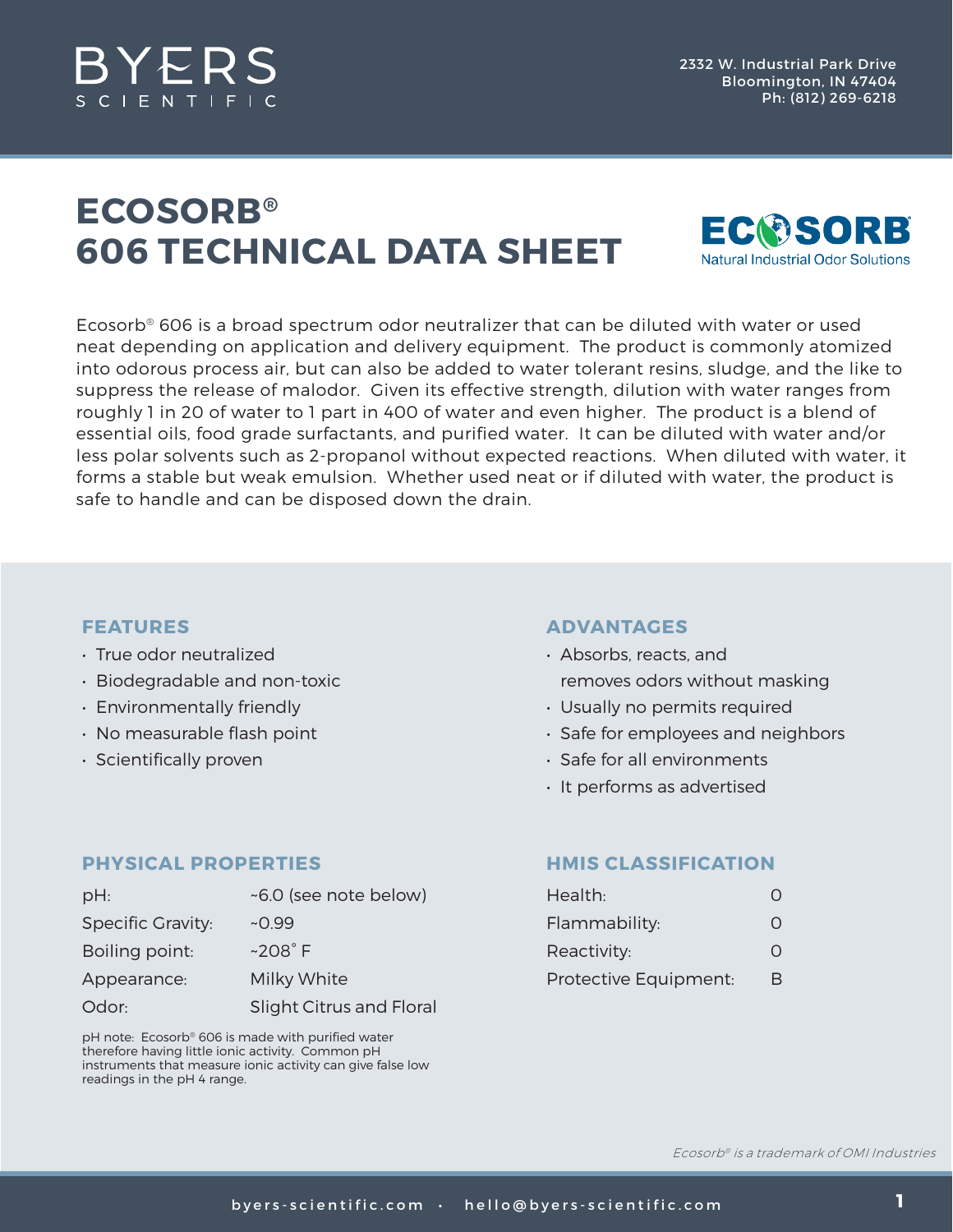BYERS SCIENTIFIC

2332 W. Industrial Park Drive
Bloomington, IN 47404
Ph: (812) 269-6218

# ECOSORB®
# 606 TECHNICAL DATA SHEET

ECOSORB® Natural Industrial Odor Solutions

Ecosorb® 606 is a broad spectrum odor neutralizer that can be diluted with water or used neat depending on application and delivery equipment. The product is commonly atomized into odorous process air, but can also be added to water tolerant resins, sludge, and the like to suppress the release of malodor. Given its effective strength, dilution with water ranges from roughly 1 in 20 of water to 1 part in 400 of water and even higher. The product is a blend of essential oils, food grade surfactants, and purified water. It can be diluted with water and/or less polar solvents such as 2-propanol without expected reactions. When diluted with water, it forms a stable but weak emulsion. Whether used neat or if diluted with water, the product is safe to handle and can be disposed down the drain.

## FEATURES

- True odor neutralized
- Biodegradable and non-toxic
- Environmentally friendly
- No measurable flash point
- Scientifically proven

## ADVANTAGES

- Absorbs, reacts, and removes odors without masking
- Usually no permits required
- Safe for employees and neighbors
- Safe for all environments
- It performs as advertised

## PHYSICAL PROPERTIES

| | |
|---|---|
| pH: | ~6.0 (see note below) |
| Specific Gravity: | ~0.99 |
| Boiling point: | ~208˚ F |
| Appearance: | Milky White |
| Odor: | Slight Citrus and Floral |

pH note: Ecosorb® 606 is made with purified water therefore having little ionic activity. Common pH instruments that measure ionic activity can give false low readings in the pH 4 range.

## HMIS CLASSIFICATION

| | |
|---|---|
| Health: | 0 |
| Flammability: | 0 |
| Reactivity: | 0 |
| Protective Equipment: | B |

*Ecosorb® is a trademark of OMI Industries*

byers-scientific.com · hello@byers-scientific.com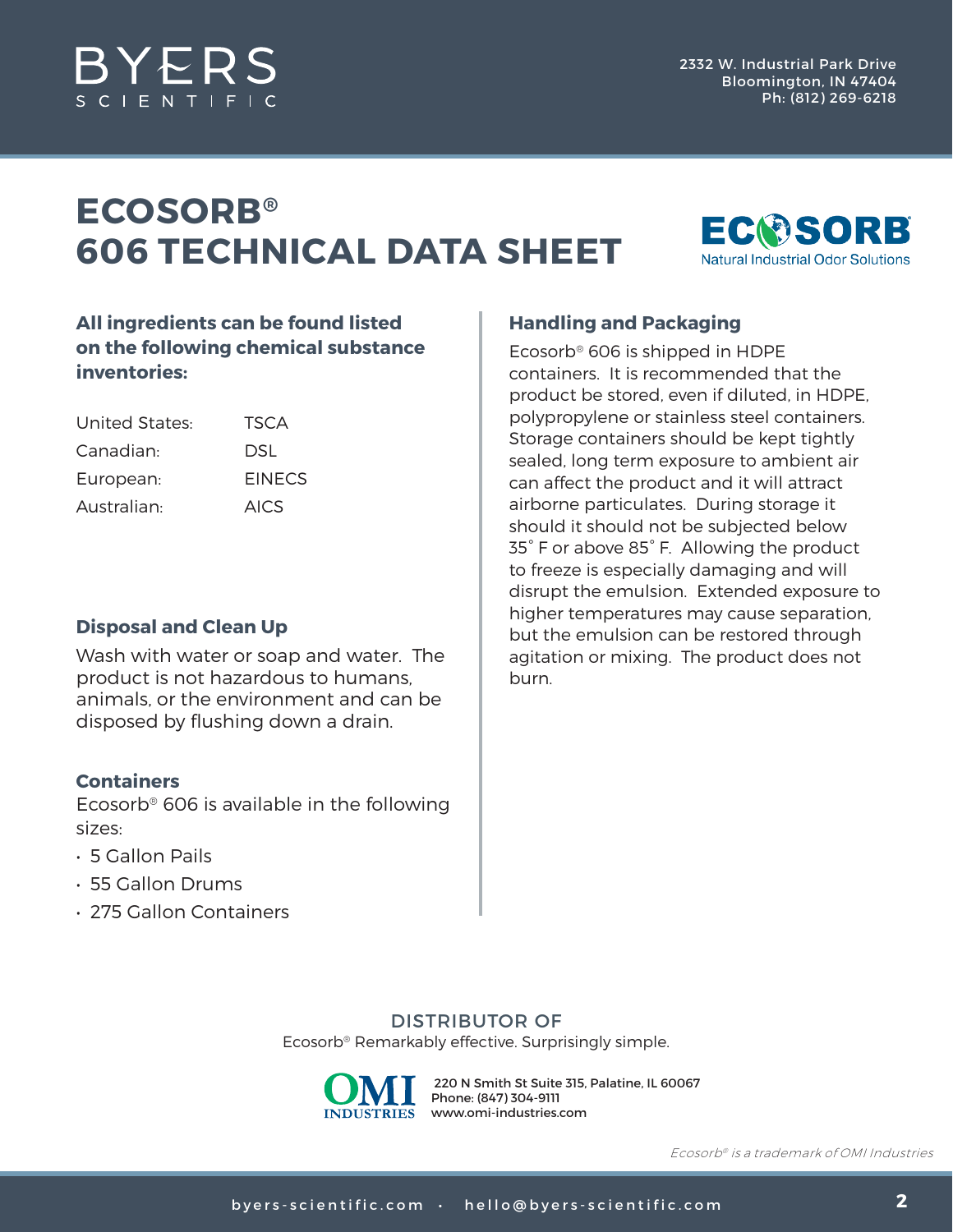# ECOSORB®
# 606 TECHNICAL DATA SHEET

ECOSORB
Natural Industrial Odor Solutions

### All ingredients can be found listed on the following chemical substance inventories:

| | |
|---|---|
| United States: | TSCA |
| Canadian: | DSL |
| European: | EINECS |
| Australian: | AICS |

### Disposal and Clean Up

Wash with water or soap and water. The product is not hazardous to humans, animals, or the environment and can be disposed by flushing down a drain.

### Containers

Ecosorb® 606 is available in the following sizes:

- 5 Gallon Pails
- 55 Gallon Drums
- 275 Gallon Containers

### Handling and Packaging

Ecosorb® 606 is shipped in HDPE containers. It is recommended that the product be stored, even if diluted, in HDPE, polypropylene or stainless steel containers. Storage containers should be kept tightly sealed, long term exposure to ambient air can affect the product and it will attract airborne particulates. During storage it should it should not be subjected below 35˚ F or above 85˚ F. Allowing the product to freeze is especially damaging and will disrupt the emulsion. Extended exposure to higher temperatures may cause separation, but the emulsion can be restored through agitation or mixing. The product does not burn.

DISTRIBUTOR OF

Ecosorb® Remarkably effective. Surprisingly simple.

OMI INDUSTRIES
220 N Smith St Suite 315, Palatine, IL 60067
Phone: (847) 304-9111
www.omi-industries.com

*Ecosorb® is a trademark of OMI Industries*